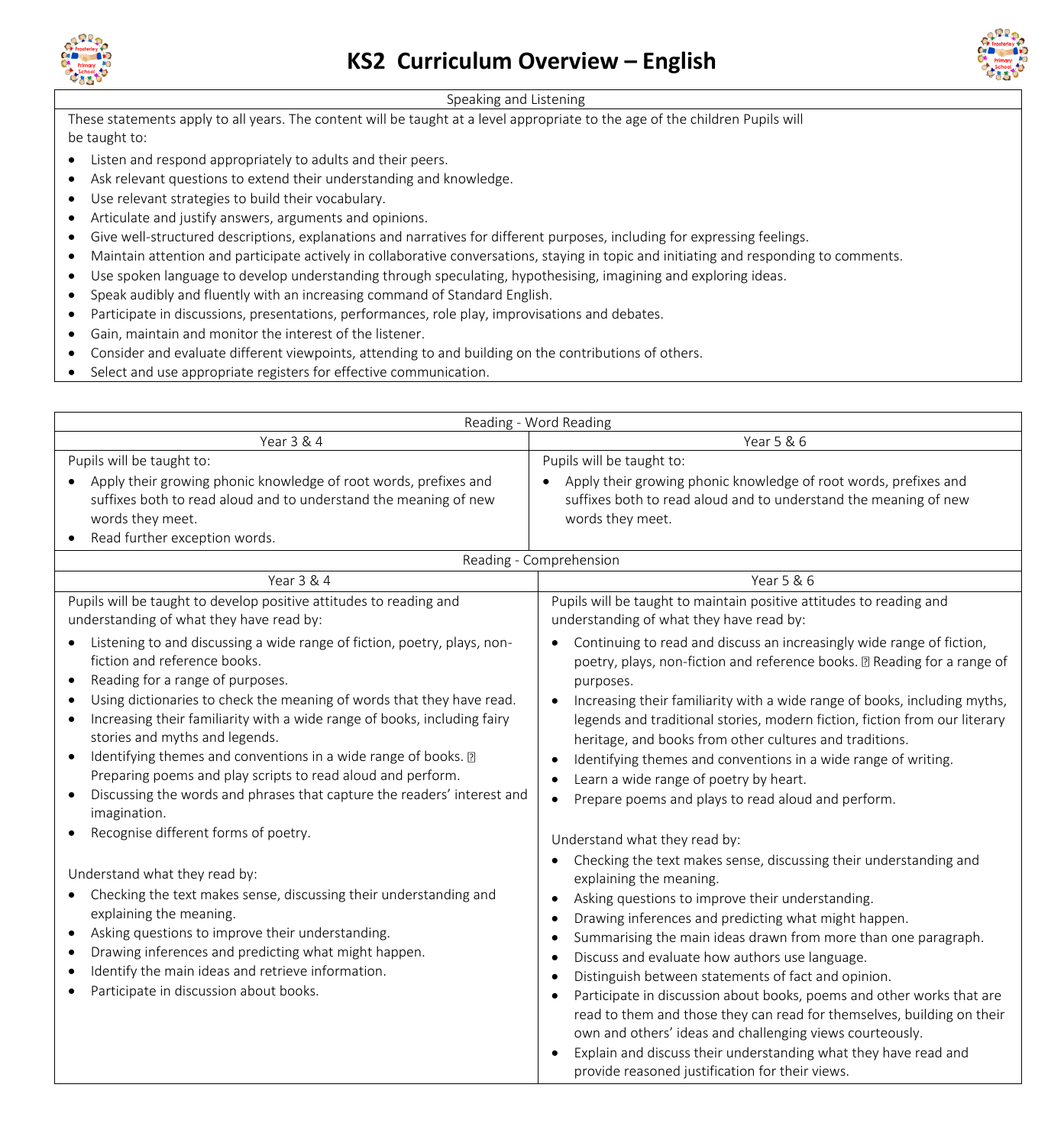# KS2 Curriculum Overview – English

## Speaking and Listening

These statements apply to all years. The content will be taught at a level appropriate to the age of the children Pupils will be taught to:

- Listen and respond appropriately to adults and their peers.
- Ask relevant questions to extend their understanding and knowledge.
- Use relevant strategies to build their vocabulary.
- Articulate and justify answers, arguments and opinions.
- Give well-structured descriptions, explanations and narratives for different purposes, including for expressing feelings.
- Maintain attention and participate actively in collaborative conversations, staying in topic and initiating and responding to comments.
- Use spoken language to develop understanding through speculating, hypothesising, imagining and exploring ideas.
- Speak audibly and fluently with an increasing command of Standard English.
- Participate in discussions, presentations, performances, role play, improvisations and debates.
- Gain, maintain and monitor the interest of the listener.
- Consider and evaluate different viewpoints, attending to and building on the contributions of others.
- Select and use appropriate registers for effective communication.

## Reading - Word Reading

| Year 3 & 4 | Year 5 & 6 |
|---|---|
| Pupils will be taught to:<br>• Apply their growing phonic knowledge of root words, prefixes and suffixes both to read aloud and to understand the meaning of new words they meet.<br>• Read further exception words. | Pupils will be taught to:<br>• Apply their growing phonic knowledge of root words, prefixes and suffixes both to read aloud and to understand the meaning of new words they meet. |

## Reading - Comprehension

| Year 3 & 4 | Year 5 & 6 |
|---|---|
| Pupils will be taught to develop positive attitudes to reading and understanding of what they have read by:<br>• Listening to and discussing a wide range of fiction, poetry, plays, non-fiction and reference books.<br>• Reading for a range of purposes.<br>• Using dictionaries to check the meaning of words that they have read.<br>• Increasing their familiarity with a wide range of books, including fairy stories and myths and legends.<br>• Identifying themes and conventions in a wide range of books. Preparing poems and play scripts to read aloud and perform.<br>• Discussing the words and phrases that capture the readers' interest and imagination.<br>• Recognise different forms of poetry.<br><br>Understand what they read by:<br>• Checking the text makes sense, discussing their understanding and explaining the meaning.<br>• Asking questions to improve their understanding.<br>• Drawing inferences and predicting what might happen.<br>• Identify the main ideas and retrieve information.<br>• Participate in discussion about books. | Pupils will be taught to maintain positive attitudes to reading and understanding of what they have read by:<br>• Continuing to read and discuss an increasingly wide range of fiction, poetry, plays, non-fiction and reference books. Reading for a range of purposes.<br>• Increasing their familiarity with a wide range of books, including myths, legends and traditional stories, modern fiction, fiction from our literary heritage, and books from other cultures and traditions.<br>• Identifying themes and conventions in a wide range of writing.<br>• Learn a wide range of poetry by heart.<br>• Prepare poems and plays to read aloud and perform.<br><br>Understand what they read by:<br>• Checking the text makes sense, discussing their understanding and explaining the meaning.<br>• Asking questions to improve their understanding.<br>• Drawing inferences and predicting what might happen.<br>• Summarising the main ideas drawn from more than one paragraph.<br>• Discuss and evaluate how authors use language.<br>• Distinguish between statements of fact and opinion.<br>• Participate in discussion about books, poems and other works that are read to them and those they can read for themselves, building on their own and others' ideas and challenging views courteously.<br>• Explain and discuss their understanding what they have read and provide reasoned justification for their views. |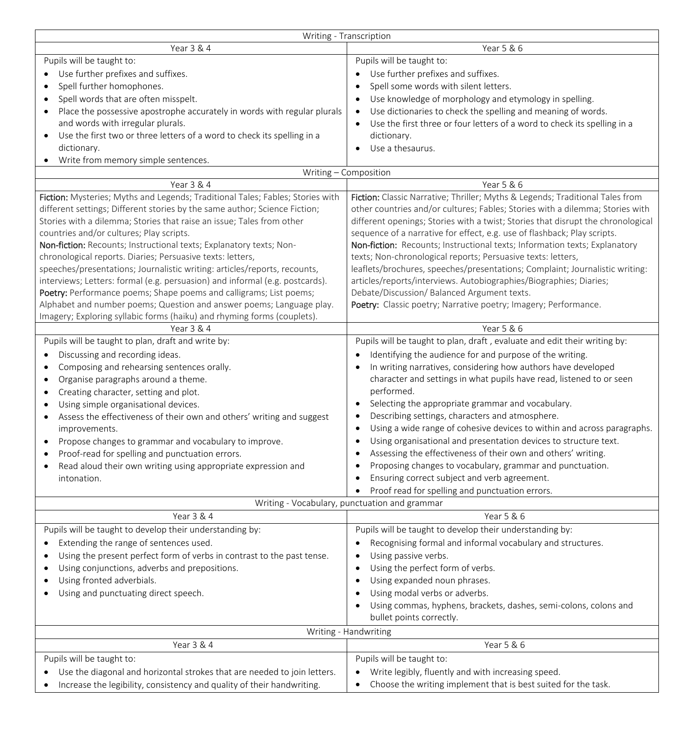| Writing - Transcription | |
|---|---|
| **Year 3 & 4** | **Year 5 & 6** |
| Pupils will be taught to:<br>• Use further prefixes and suffixes.<br>• Spell further homophones.<br>• Spell words that are often misspelt.<br>• Place the possessive apostrophe accurately in words with regular plurals and words with irregular plurals.<br>• Use the first two or three letters of a word to check its spelling in a dictionary.<br>• Write from memory simple sentences. | Pupils will be taught to:<br>• Use further prefixes and suffixes.<br>• Spell some words with silent letters.<br>• Use knowledge of morphology and etymology in spelling.<br>• Use dictionaries to check the spelling and meaning of words.<br>• Use the first three or four letters of a word to check its spelling in a dictionary.<br>• Use a thesaurus. |
| **Writing – Composition** | |
| **Year 3 & 4** | **Year 5 & 6** |
| **Fiction:** Mysteries; Myths and Legends; Traditional Tales; Fables; Stories with different settings; Different stories by the same author; Science Fiction; Stories with a dilemma; Stories that raise an issue; Tales from other countries and/or cultures; Play scripts.<br>**Non-fiction:** Recounts; Instructional texts; Explanatory texts; Non-chronological reports. Diaries; Persuasive texts: letters, speeches/presentations; Journalistic writing: articles/reports, recounts, interviews; Letters: formal (e.g. persuasion) and informal (e.g. postcards).<br>**Poetry:** Performance poems; Shape poems and calligrams; List poems; Alphabet and number poems; Question and answer poems; Language play. Imagery; Exploring syllabic forms (haiku) and rhyming forms (couplets). | **Fiction:** Classic Narrative; Thriller; Myths & Legends; Traditional Tales from other countries and/or cultures; Fables; Stories with a dilemma; Stories with different openings; Stories with a twist; Stories that disrupt the chronological sequence of a narrative for effect, e.g. use of flashback; Play scripts.<br>**Non-fiction:** Recounts; Instructional texts; Information texts; Explanatory texts; Non-chronological reports; Persuasive texts: letters, leaflets/brochures, speeches/presentations; Complaint; Journalistic writing: articles/reports/interviews. Autobiographies/Biographies; Diaries; Debate/Discussion/ Balanced Argument texts.<br>**Poetry:** Classic poetry; Narrative poetry; Imagery; Performance. |
| **Year 3 & 4** | **Year 5 & 6** |
| Pupils will be taught to plan, draft and write by:<br>• Discussing and recording ideas.<br>• Composing and rehearsing sentences orally.<br>• Organise paragraphs around a theme.<br>• Creating character, setting and plot.<br>• Using simple organisational devices.<br>• Assess the effectiveness of their own and others' writing and suggest improvements.<br>• Propose changes to grammar and vocabulary to improve.<br>• Proof-read for spelling and punctuation errors.<br>• Read aloud their own writing using appropriate expression and intonation. | Pupils will be taught to plan, draft , evaluate and edit their writing by:<br>• Identifying the audience for and purpose of the writing.<br>• In writing narratives, considering how authors have developed character and settings in what pupils have read, listened to or seen performed.<br>• Selecting the appropriate grammar and vocabulary.<br>• Describing settings, characters and atmosphere.<br>• Using a wide range of cohesive devices to within and across paragraphs.<br>• Using organisational and presentation devices to structure text.<br>• Assessing the effectiveness of their own and others' writing.<br>• Proposing changes to vocabulary, grammar and punctuation.<br>• Ensuring correct subject and verb agreement.<br>• Proof read for spelling and punctuation errors. |
| **Writing - Vocabulary, punctuation and grammar** | |
| **Year 3 & 4** | **Year 5 & 6** |
| Pupils will be taught to develop their understanding by:<br>• Extending the range of sentences used.<br>• Using the present perfect form of verbs in contrast to the past tense.<br>• Using conjunctions, adverbs and prepositions.<br>• Using fronted adverbials.<br>• Using and punctuating direct speech. | Pupils will be taught to develop their understanding by:<br>• Recognising formal and informal vocabulary and structures.<br>• Using passive verbs.<br>• Using the perfect form of verbs.<br>• Using expanded noun phrases.<br>• Using modal verbs or adverbs.<br>• Using commas, hyphens, brackets, dashes, semi-colons, colons and bullet points correctly. |
| **Writing - Handwriting** | |
| **Year 3 & 4** | **Year 5 & 6** |
| Pupils will be taught to:<br>• Use the diagonal and horizontal strokes that are needed to join letters.<br>• Increase the legibility, consistency and quality of their handwriting. | Pupils will be taught to:<br>• Write legibly, fluently and with increasing speed.<br>• Choose the writing implement that is best suited for the task. |